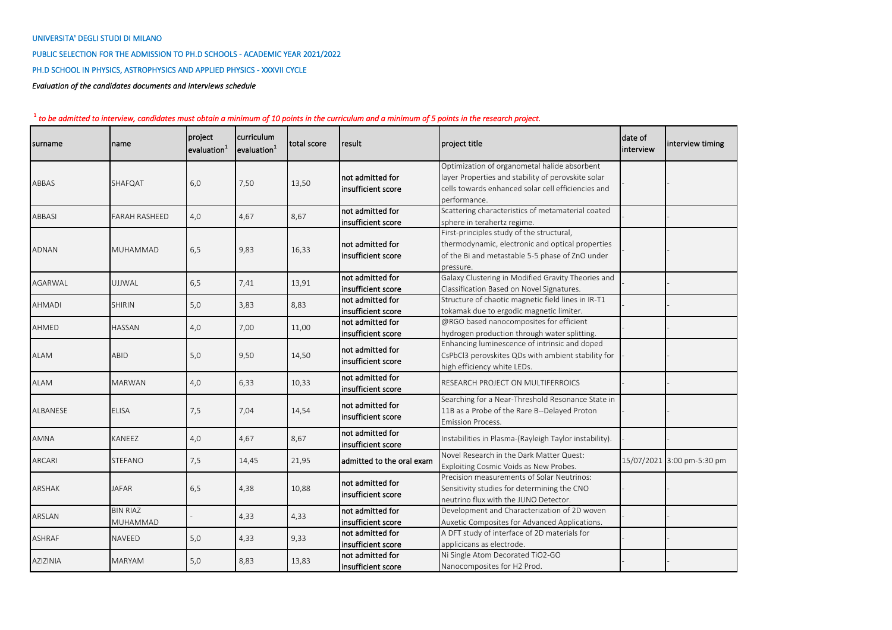UNIVERSITA' DEGLI STUDI DI MILANO

PUBLIC SELECTION FOR THE ADMISSION TO PH.D SCHOOLS - ACADEMIC YEAR 2021/2022

PH.D SCHOOL IN PHYSICS, ASTROPHYSICS AND APPLIED PHYSICS - XXXVII CYCLE

*Evaluation of the candidates documents and interviews schedule*

[1] *to be admitted to interview, candidates must obtain a minimum of 10 points in the curriculum and a minimum of 5 points in the research project.*

| surname | name | project evaluation[1] | curriculum evaluation[1] | total score | result | project title | date of interview | interview timing |
|---|---|---|---|---|---|---|---|---|
| ABBAS | SHAFQAT | 6,0 | 7,50 | 13,50 | not admitted for insufficient score | Optimization of organometal halide absorbent layer Properties and stability of perovskite solar cells towards enhanced solar cell efficiencies and performance. | - | - |
| ABBASI | FARAH RASHEED | 4,0 | 4,67 | 8,67 | not admitted for insufficient score | Scattering characteristics of metamaterial coated sphere in terahertz regime. | - | - |
| ADNAN | MUHAMMAD | 6,5 | 9,83 | 16,33 | not admitted for insufficient score | First-principles study of the structural, thermodynamic, electronic and optical properties of the Bi and metastable 5-5 phase of ZnO under pressure. | - | - |
| AGARWAL | UJJWAL | 6,5 | 7,41 | 13,91 | not admitted for insufficient score | Galaxy Clustering in Modified Gravity Theories and Classification Based on Novel Signatures. | - | - |
| AHMADI | SHIRIN | 5,0 | 3,83 | 8,83 | not admitted for insufficient score | Structure of chaotic magnetic field lines in IR-T1 tokamak due to ergodic magnetic limiter. | - | - |
| AHMED | HASSAN | 4,0 | 7,00 | 11,00 | not admitted for insufficient score | @RGO based nanocomposites for efficient hydrogen production through water splitting. | - | - |
| ALAM | ABID | 5,0 | 9,50 | 14,50 | not admitted for insufficient score | Enhancing luminescence of intrinsic and doped CsPbCl3 perovskites QDs with ambient stability for high efficiency white LEDs. | - | - |
| ALAM | MARWAN | 4,0 | 6,33 | 10,33 | not admitted for insufficient score | RESEARCH PROJECT ON MULTIFERROICS | - | - |
| ALBANESE | ELISA | 7,5 | 7,04 | 14,54 | not admitted for insufficient score | Searching for a Near-Threshold Resonance State in 11B as a Probe of the Rare B--Delayed Proton Emission Process. | - | - |
| AMNA | KANEEZ | 4,0 | 4,67 | 8,67 | not admitted for insufficient score | Instabilities in Plasma-(Rayleigh Taylor instability). | - | - |
| ARCARI | STEFANO | 7,5 | 14,45 | 21,95 | admitted to the oral exam | Novel Research in the Dark Matter Quest: Exploiting Cosmic Voids as New Probes. | 15/07/2021 | 3:00 pm-5:30 pm |
| ARSHAK | JAFAR | 6,5 | 4,38 | 10,88 | not admitted for insufficient score | Precision measurements of Solar Neutrinos: Sensitivity studies for determining the CNO neutrino flux with the JUNO Detector. | - | - |
| ARSLAN | BIN RIAZ MUHAMMAD | - | 4,33 | 4,33 | not admitted for insufficient score | Development and Characterization of 2D woven Auxetic Composites for Advanced Applications. | - | - |
| ASHRAF | NAVEED | 5,0 | 4,33 | 9,33 | not admitted for insufficient score | A DFT study of interface of 2D materials for applicicans as electrode. | - | - |
| AZIZINIA | MARYAM | 5,0 | 8,83 | 13,83 | not admitted for insufficient score | Ni Single Atom Decorated TiO2-GO Nanocomposites for H2 Prod. | - | - |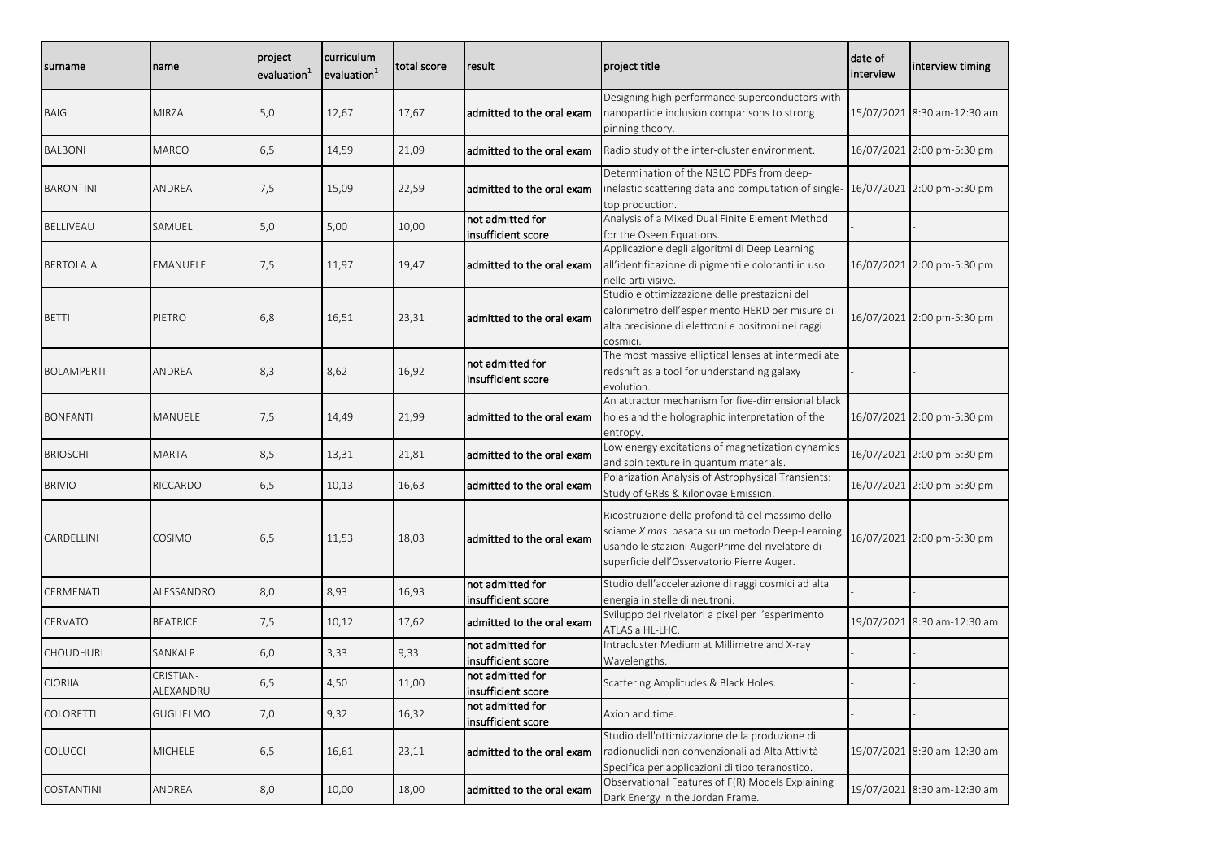| surname | name | project evaluation[1] | curriculum evaluation[1] | total score | result | project title | date of interview | interview timing |
|---|---|---|---|---|---|---|---|---|
| BAIG | MIRZA | 5,0 | 12,67 | 17,67 | admitted to the oral exam | Designing high performance superconductors with nanoparticle inclusion comparisons to strong pinning theory. | 15/07/2021 | 8:30 am-12:30 am |
| BALBONI | MARCO | 6,5 | 14,59 | 21,09 | admitted to the oral exam | Radio study of the inter-cluster environment. | 16/07/2021 | 2:00 pm-5:30 pm |
| BARONTINI | ANDREA | 7,5 | 15,09 | 22,59 | admitted to the oral exam | Determination of the N3LO PDFs from deep-inelastic scattering data and computation of single-top production. | 16/07/2021 | 2:00 pm-5:30 pm |
| BELLIVEAU | SAMUEL | 5,0 | 5,00 | 10,00 | not admitted for insufficient score | Analysis of a Mixed Dual Finite Element Method for the Oseen Equations. | - | - |
| BERTOLAJA | EMANUELE | 7,5 | 11,97 | 19,47 | admitted to the oral exam | Applicazione degli algoritmi di Deep Learning all'identificazione di pigmenti e coloranti in uso nelle arti visive. | 16/07/2021 | 2:00 pm-5:30 pm |
| BETTI | PIETRO | 6,8 | 16,51 | 23,31 | admitted to the oral exam | Studio e ottimizzazione delle prestazioni del calorimetro dell'esperimento HERD per misure di alta precisione di elettroni e positroni nei raggi cosmici. | 16/07/2021 | 2:00 pm-5:30 pm |
| BOLAMPERTI | ANDREA | 8,3 | 8,62 | 16,92 | not admitted for insufficient score | The most massive elliptical lenses at intermedi ate redshift as a tool for understanding galaxy evolution. | - | - |
| BONFANTI | MANUELE | 7,5 | 14,49 | 21,99 | admitted to the oral exam | An attractor mechanism for five-dimensional black holes and the holographic interpretation of the entropy. | 16/07/2021 | 2:00 pm-5:30 pm |
| BRIOSCHI | MARTA | 8,5 | 13,31 | 21,81 | admitted to the oral exam | Low energy excitations of magnetization dynamics and spin texture in quantum materials. | 16/07/2021 | 2:00 pm-5:30 pm |
| BRIVIO | RICCARDO | 6,5 | 10,13 | 16,63 | admitted to the oral exam | Polarization Analysis of Astrophysical Transients: Study of GRBs & Kilonovae Emission. | 16/07/2021 | 2:00 pm-5:30 pm |
| CARDELLINI | COSIMO | 6,5 | 11,53 | 18,03 | admitted to the oral exam | Ricostruzione della profondità del massimo dello sciame *X mas* basata su un metodo Deep-Learning usando le stazioni AugerPrime del rivelatore di superficie dell'Osservatorio Pierre Auger. | 16/07/2021 | 2:00 pm-5:30 pm |
| CERMENATI | ALESSANDRO | 8,0 | 8,93 | 16,93 | not admitted for insufficient score | Studio dell'accelerazione di raggi cosmici ad alta energia in stelle di neutroni. | - | - |
| CERVATO | BEATRICE | 7,5 | 10,12 | 17,62 | admitted to the oral exam | Sviluppo dei rivelatori a pixel per l'esperimento ATLAS a HL-LHC. | 19/07/2021 | 8:30 am-12:30 am |
| CHOUDHURI | SANKALP | 6,0 | 3,33 | 9,33 | not admitted for insufficient score | Intracluster Medium at Millimetre and X-ray Wavelengths. | - | - |
| CIORIIA | CRISTIAN-ALEXANDRU | 6,5 | 4,50 | 11,00 | not admitted for insufficient score | Scattering Amplitudes & Black Holes. | - | - |
| COLORETTI | GUGLIELMO | 7,0 | 9,32 | 16,32 | not admitted for insufficient score | Axion and time. | - | - |
| COLUCCI | MICHELE | 6,5 | 16,61 | 23,11 | admitted to the oral exam | Studio dell'ottimizzazione della produzione di radionuclidi non convenzionali ad Alta Attività Specifica per applicazioni di tipo teranostico. | 19/07/2021 | 8:30 am-12:30 am |
| COSTANTINI | ANDREA | 8,0 | 10,00 | 18,00 | admitted to the oral exam | Observational Features of F(R) Models Explaining Dark Energy in the Jordan Frame. | 19/07/2021 | 8:30 am-12:30 am |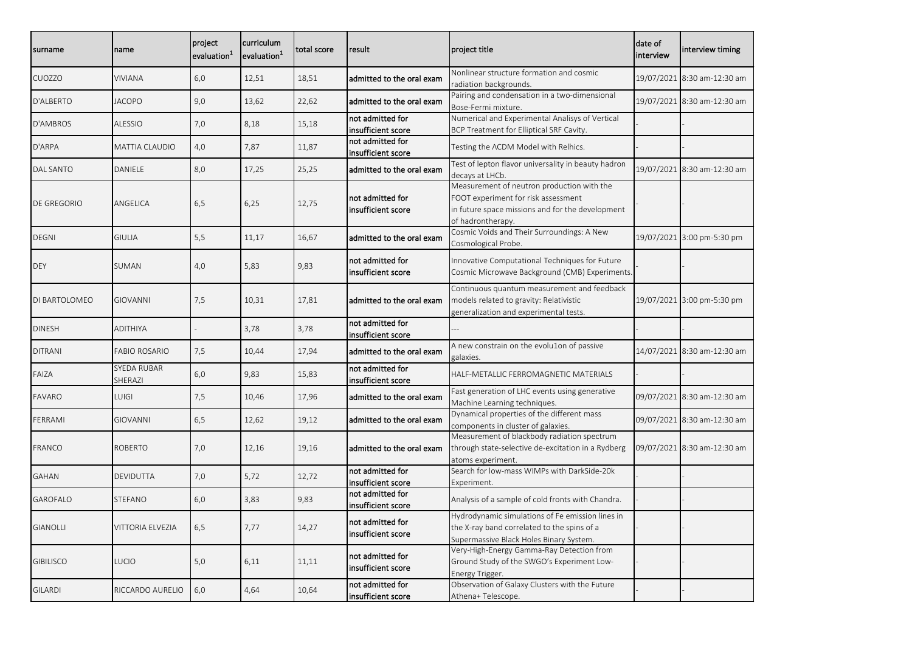| surname | name | project evaluation[1] | curriculum evaluation[1] | total score | result | project title | date of interview | interview timing |
|---|---|---|---|---|---|---|---|---|
| CUOZZO | VIVIANA | 6,0 | 12,51 | 18,51 | admitted to the oral exam | Nonlinear structure formation and cosmic radiation backgrounds. | 19/07/2021 | 8:30 am-12:30 am |
| D'ALBERTO | JACOPO | 9,0 | 13,62 | 22,62 | admitted to the oral exam | Pairing and condensation in a two-dimensional Bose-Fermi mixture. | 19/07/2021 | 8:30 am-12:30 am |
| D'AMBROS | ALESSIO | 7,0 | 8,18 | 15,18 | not admitted for insufficient score | Numerical and Experimental Analisys of Vertical BCP Treatment for Elliptical SRF Cavity. | - | - |
| D'ARPA | MATTIA CLAUDIO | 4,0 | 7,87 | 11,87 | not admitted for insufficient score | Testing the ΛCDM Model with Relhics. | - | - |
| DAL SANTO | DANIELE | 8,0 | 17,25 | 25,25 | admitted to the oral exam | Test of lepton flavor universality in beauty hadron decays at LHCb. | 19/07/2021 | 8:30 am-12:30 am |
| DE GREGORIO | ANGELICA | 6,5 | 6,25 | 12,75 | not admitted for insufficient score | Measurement of neutron production with the FOOT experiment for risk assessment in future space missions and for the development of hadrontherapy. | - | - |
| DEGNI | GIULIA | 5,5 | 11,17 | 16,67 | admitted to the oral exam | Cosmic Voids and Their Surroundings: A New Cosmological Probe. | 19/07/2021 | 3:00 pm-5:30 pm |
| DEY | SUMAN | 4,0 | 5,83 | 9,83 | not admitted for insufficient score | Innovative Computational Techniques for Future Cosmic Microwave Background (CMB) Experiments. | - | - |
| DI BARTOLOMEO | GIOVANNI | 7,5 | 10,31 | 17,81 | admitted to the oral exam | Continuous quantum measurement and feedback models related to gravity: Relativistic generalization and experimental tests. | 19/07/2021 | 3:00 pm-5:30 pm |
| DINESH | ADITHIYA | - | 3,78 | 3,78 | not admitted for insufficient score | --- | - | - |
| DITRANI | FABIO ROSARIO | 7,5 | 10,44 | 17,94 | admitted to the oral exam | A new constrain on the evolu1on of passive galaxies. | 14/07/2021 | 8:30 am-12:30 am |
| FAIZA | SYEDA RUBAR SHERAZI | 6,0 | 9,83 | 15,83 | not admitted for insufficient score | HALF-METALLIC FERROMAGNETIC MATERIALS | - | - |
| FAVARO | LUIGI | 7,5 | 10,46 | 17,96 | admitted to the oral exam | Fast generation of LHC events using generative Machine Learning techniques. | 09/07/2021 | 8:30 am-12:30 am |
| FERRAMI | GIOVANNI | 6,5 | 12,62 | 19,12 | admitted to the oral exam | Dynamical properties of the different mass components in cluster of galaxies. | 09/07/2021 | 8:30 am-12:30 am |
| FRANCO | ROBERTO | 7,0 | 12,16 | 19,16 | admitted to the oral exam | Measurement of blackbody radiation spectrum through state-selective de-excitation in a Rydberg atoms experiment. | 09/07/2021 | 8:30 am-12:30 am |
| GAHAN | DEVIDUTTA | 7,0 | 5,72 | 12,72 | not admitted for insufficient score | Search for low-mass WIMPs with DarkSide-20k Experiment. | - | - |
| GAROFALO | STEFANO | 6,0 | 3,83 | 9,83 | not admitted for insufficient score | Analysis of a sample of cold fronts with Chandra. | - | - |
| GIANOLLI | VITTORIA ELVEZIA | 6,5 | 7,77 | 14,27 | not admitted for insufficient score | Hydrodynamic simulations of Fe emission lines in the X-ray band correlated to the spins of a Supermassive Black Holes Binary System. | - | - |
| GIBILISCO | LUCIO | 5,0 | 6,11 | 11,11 | not admitted for insufficient score | Very-High-Energy Gamma-Ray Detection from Ground Study of the SWGO's Experiment Low-Energy Trigger. | - | - |
| GILARDI | RICCARDO AURELIO | 6,0 | 4,64 | 10,64 | not admitted for insufficient score | Observation of Galaxy Clusters with the Future Athena+ Telescope. | - | - |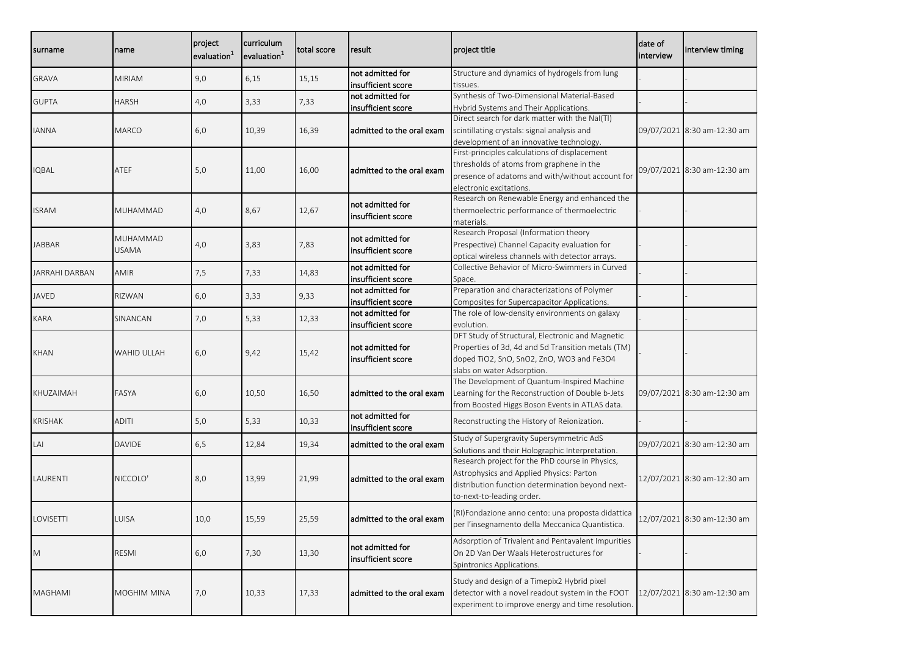| surname | name | project evaluation[1] | curriculum evaluation[1] | total score | result | project title | date of interview | interview timing |
|---|---|---|---|---|---|---|---|---|
| GRAVA | MIRIAM | 9,0 | 6,15 | 15,15 | not admitted for insufficient score | Structure and dynamics of hydrogels from lung tissues. | - | - |
| GUPTA | HARSH | 4,0 | 3,33 | 7,33 | not admitted for insufficient score | Synthesis of Two-Dimensional Material-Based Hybrid Systems and Their Applications. | - | - |
| IANNA | MARCO | 6,0 | 10,39 | 16,39 | admitted to the oral exam | Direct search for dark matter with the NaI(Tl) scintillating crystals: signal analysis and development of an innovative technology. | 09/07/2021 | 8:30 am-12:30 am |
| IQBAL | ATEF | 5,0 | 11,00 | 16,00 | admitted to the oral exam | First-principles calculations of displacement thresholds of atoms from graphene in the presence of adatoms and with/without account for electronic excitations. | 09/07/2021 | 8:30 am-12:30 am |
| ISRAM | MUHAMMAD | 4,0 | 8,67 | 12,67 | not admitted for insufficient score | Research on Renewable Energy and enhanced the thermoelectric performance of thermoelectric materials. | - | - |
| JABBAR | MUHAMMAD USAMA | 4,0 | 3,83 | 7,83 | not admitted for insufficient score | Research Proposal (Information theory Prespective) Channel Capacity evaluation for optical wireless channels with detector arrays. | - | - |
| JARRAHI DARBAN | AMIR | 7,5 | 7,33 | 14,83 | not admitted for insufficient score | Collective Behavior of Micro-Swimmers in Curved Space. | - | - |
| JAVED | RIZWAN | 6,0 | 3,33 | 9,33 | not admitted for insufficient score | Preparation and characterizations of Polymer Composites for Supercapacitor Applications. | - | - |
| KARA | SINANCAN | 7,0 | 5,33 | 12,33 | not admitted for insufficient score | The role of low-density environments on galaxy evolution. | - | - |
| KHAN | WAHID ULLAH | 6,0 | 9,42 | 15,42 | not admitted for insufficient score | DFT Study of Structural, Electronic and Magnetic Properties of 3d, 4d and 5d Transition metals (TM) doped $TiO_2$, SnO, $SnO_2$, ZnO, $WO_3$ and $Fe_3O_4$ slabs on water Adsorption. | - | - |
| KHUZAIMAH | FASYA | 6,0 | 10,50 | 16,50 | admitted to the oral exam | The Development of Quantum-Inspired Machine Learning for the Reconstruction of Double b-Jets from Boosted Higgs Boson Events in ATLAS data. | 09/07/2021 | 8:30 am-12:30 am |
| KRISHAK | ADITI | 5,0 | 5,33 | 10,33 | not admitted for insufficient score | Reconstructing the History of Reionization. | - | - |
| LAI | DAVIDE | 6,5 | 12,84 | 19,34 | admitted to the oral exam | Study of Supergravity Supersymmetric AdS Solutions and their Holographic Interpretation. | 09/07/2021 | 8:30 am-12:30 am |
| LAURENTI | NICCOLO' | 8,0 | 13,99 | 21,99 | admitted to the oral exam | Research project for the PhD course in Physics, Astrophysics and Applied Physics: Parton distribution function determination beyond next-to-next-to-leading order. | 12/07/2021 | 8:30 am-12:30 am |
| LOVISETTI | LUISA | 10,0 | 15,59 | 25,59 | admitted to the oral exam | (RI)Fondazione anno cento: una proposta didattica per l'insegnamento della Meccanica Quantistica. | 12/07/2021 | 8:30 am-12:30 am |
| M | RESMI | 6,0 | 7,30 | 13,30 | not admitted for insufficient score | Adsorption of Trivalent and Pentavalent Impurities On 2D Van Der Waals Heterostructures for Spintronics Applications. | - | - |
| MAGHAMI | MOGHIM MINA | 7,0 | 10,33 | 17,33 | admitted to the oral exam | Study and design of a Timepix2 Hybrid pixel detector with a novel readout system in the FOOT experiment to improve energy and time resolution. | 12/07/2021 | 8:30 am-12:30 am |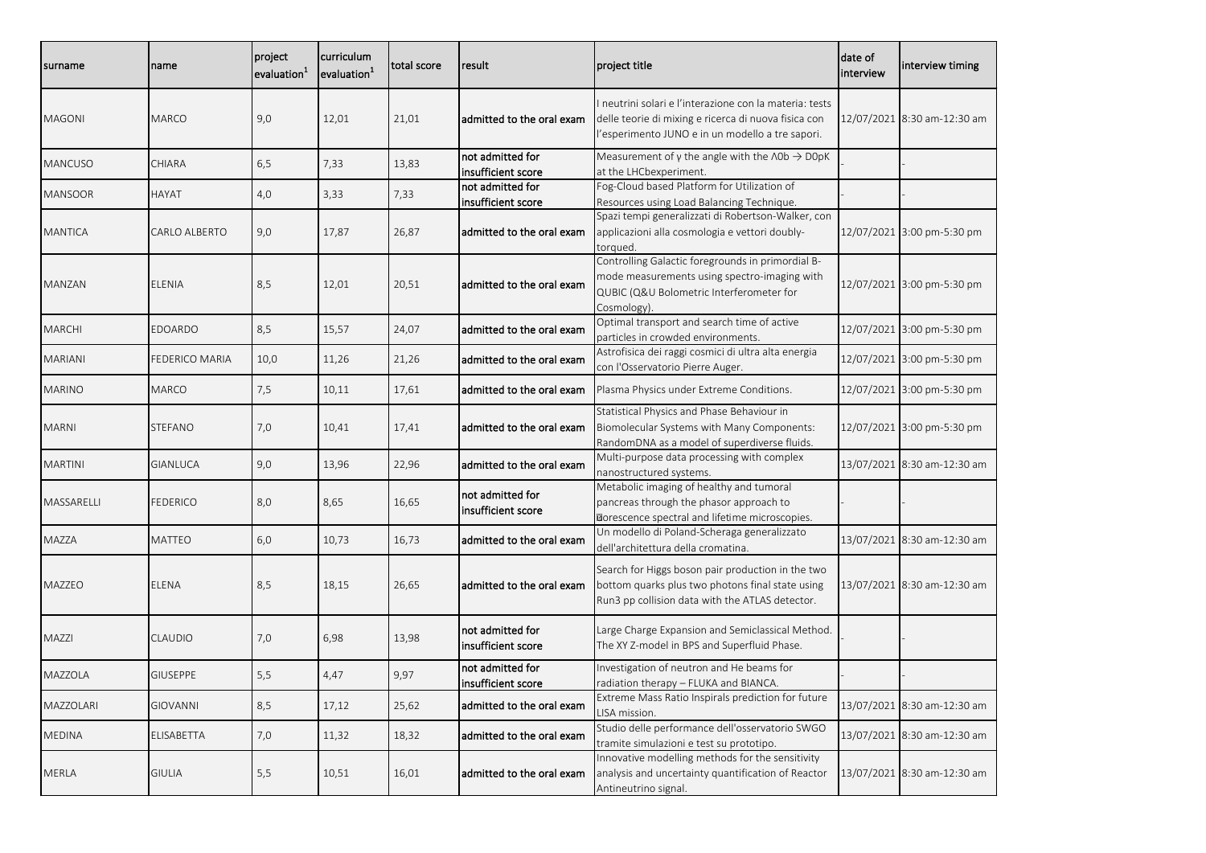| surname | name | project evaluation[1] | curriculum evaluation[1] | total score | result | project title | date of interview | interview timing |
|---|---|---|---|---|---|---|---|---|
| MAGONI | MARCO | 9,0 | 12,01 | 21,01 | admitted to the oral exam | I neutrini solari e l'interazione con la materia: tests delle teorie di mixing e ricerca di nuova fisica con l'esperimento JUNO e in un modello a tre sapori. | 12/07/2021 | 8:30 am-12:30 am |
| MANCUSO | CHIARA | 6,5 | 7,33 | 13,83 | not admitted for insufficient score | Measurement of γ the angle with the Λ0b → D0pK at the LHCbexperiment. | - | - |
| MANSOOR | HAYAT | 4,0 | 3,33 | 7,33 | not admitted for insufficient score | Fog-Cloud based Platform for Utilization of Resources using Load Balancing Technique. | - | - |
| MANTICA | CARLO ALBERTO | 9,0 | 17,87 | 26,87 | admitted to the oral exam | Spazi tempi generalizzati di Robertson-Walker, con applicazioni alla cosmologia e vettori doubly-torqued. | 12/07/2021 | 3:00 pm-5:30 pm |
| MANZAN | ELENIA | 8,5 | 12,01 | 20,51 | admitted to the oral exam | Controlling Galactic foregrounds in primordial B-mode measurements using spectro-imaging with QUBIC (Q&U Bolometric Interferometer for Cosmology). | 12/07/2021 | 3:00 pm-5:30 pm |
| MARCHI | EDOARDO | 8,5 | 15,57 | 24,07 | admitted to the oral exam | Optimal transport and search time of active particles in crowded environments. | 12/07/2021 | 3:00 pm-5:30 pm |
| MARIANI | FEDERICO MARIA | 10,0 | 11,26 | 21,26 | admitted to the oral exam | Astrofisica dei raggi cosmici di ultra alta energia con l'Osservatorio Pierre Auger. | 12/07/2021 | 3:00 pm-5:30 pm |
| MARINO | MARCO | 7,5 | 10,11 | 17,61 | admitted to the oral exam | Plasma Physics under Extreme Conditions. | 12/07/2021 | 3:00 pm-5:30 pm |
| MARNI | STEFANO | 7,0 | 10,41 | 17,41 | admitted to the oral exam | Statistical Physics and Phase Behaviour in Biomolecular Systems with Many Components: RandomDNA as a model of superdiverse fluids. | 12/07/2021 | 3:00 pm-5:30 pm |
| MARTINI | GIANLUCA | 9,0 | 13,96 | 22,96 | admitted to the oral exam | Multi-purpose data processing with complex nanostructured systems. | 13/07/2021 | 8:30 am-12:30 am |
| MASSARELLI | FEDERICO | 8,0 | 8,65 | 16,65 | not admitted for insufficient score | Metabolic imaging of healthy and tumoral pancreas through the phasor approach to fluorescence spectral and lifetime microscopies. | - | - |
| MAZZA | MATTEO | 6,0 | 10,73 | 16,73 | admitted to the oral exam | Un modello di Poland-Scheraga generalizzato dell'architettura della cromatina. | 13/07/2021 | 8:30 am-12:30 am |
| MAZZEO | ELENA | 8,5 | 18,15 | 26,65 | admitted to the oral exam | Search for Higgs boson pair production in the two bottom quarks plus two photons final state using Run3 pp collision data with the ATLAS detector. | 13/07/2021 | 8:30 am-12:30 am |
| MAZZI | CLAUDIO | 7,0 | 6,98 | 13,98 | not admitted for insufficient score | Large Charge Expansion and Semiclassical Method. The XY Z-model in BPS and Superfluid Phase. | - | - |
| MAZZOLA | GIUSEPPE | 5,5 | 4,47 | 9,97 | not admitted for insufficient score | Investigation of neutron and He beams for radiation therapy – FLUKA and BIANCA. | - | - |
| MAZZOLARI | GIOVANNI | 8,5 | 17,12 | 25,62 | admitted to the oral exam | Extreme Mass Ratio Inspirals prediction for future LISA mission. | 13/07/2021 | 8:30 am-12:30 am |
| MEDINA | ELISABETTA | 7,0 | 11,32 | 18,32 | admitted to the oral exam | Studio delle performance dell'osservatorio SWGO tramite simulazioni e test su prototipo. | 13/07/2021 | 8:30 am-12:30 am |
| MERLA | GIULIA | 5,5 | 10,51 | 16,01 | admitted to the oral exam | Innovative modelling methods for the sensitivity analysis and uncertainty quantification of Reactor Antineutrino signal. | 13/07/2021 | 8:30 am-12:30 am |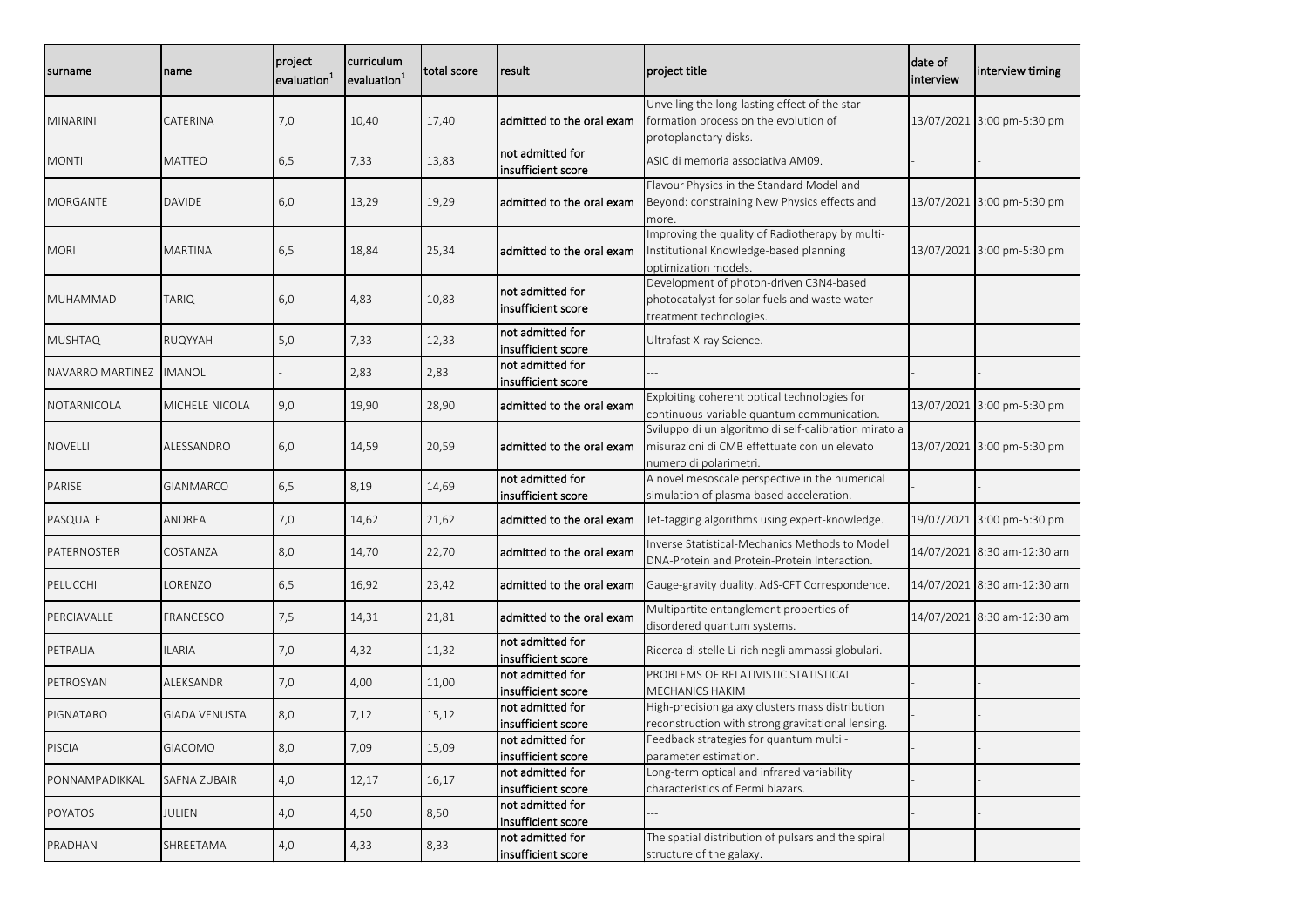| surname | name | project evaluation[1] | curriculum evaluation[1] | total score | result | project title | date of interview | interview timing |
|---|---|---|---|---|---|---|---|---|
| MINARINI | CATERINA | 7,0 | 10,40 | 17,40 | admitted to the oral exam | Unveiling the long-lasting effect of the star formation process on the evolution of protoplanetary disks. | 13/07/2021 | 3:00 pm-5:30 pm |
| MONTI | MATTEO | 6,5 | 7,33 | 13,83 | not admitted for insufficient score | ASIC di memoria associativa AM09. | - | - |
| MORGANTE | DAVIDE | 6,0 | 13,29 | 19,29 | admitted to the oral exam | Flavour Physics in the Standard Model and Beyond: constraining New Physics effects and more. | 13/07/2021 | 3:00 pm-5:30 pm |
| MORI | MARTINA | 6,5 | 18,84 | 25,34 | admitted to the oral exam | Improving the quality of Radiotherapy by multi-Institutional Knowledge-based planning optimization models. | 13/07/2021 | 3:00 pm-5:30 pm |
| MUHAMMAD | TARIQ | 6,0 | 4,83 | 10,83 | not admitted for insufficient score | Development of photon-driven C3N4-based photocatalyst for solar fuels and waste water treatment technologies. | - | - |
| MUSHTAQ | RUQYYAH | 5,0 | 7,33 | 12,33 | not admitted for insufficient score | Ultrafast X-ray Science. | - | - |
| NAVARRO MARTINEZ | IMANOL | - | 2,83 | 2,83 | not admitted for insufficient score | --- | - | - |
| NOTARNICOLA | MICHELE NICOLA | 9,0 | 19,90 | 28,90 | admitted to the oral exam | Exploiting coherent optical technologies for continuous-variable quantum communication. | 13/07/2021 | 3:00 pm-5:30 pm |
| NOVELLI | ALESSANDRO | 6,0 | 14,59 | 20,59 | admitted to the oral exam | Sviluppo di un algoritmo di self-calibration mirato a misurazioni di CMB effettuate con un elevato numero di polarimetri. | 13/07/2021 | 3:00 pm-5:30 pm |
| PARISE | GIANMARCO | 6,5 | 8,19 | 14,69 | not admitted for insufficient score | A novel mesoscale perspective in the numerical simulation of plasma based acceleration. | - | - |
| PASQUALE | ANDREA | 7,0 | 14,62 | 21,62 | admitted to the oral exam | Jet-tagging algorithms using expert-knowledge. | 19/07/2021 | 3:00 pm-5:30 pm |
| PATERNOSTER | COSTANZA | 8,0 | 14,70 | 22,70 | admitted to the oral exam | Inverse Statistical-Mechanics Methods to Model DNA-Protein and Protein-Protein Interaction. | 14/07/2021 | 8:30 am-12:30 am |
| PELUCCHI | LORENZO | 6,5 | 16,92 | 23,42 | admitted to the oral exam | Gauge-gravity duality. AdS-CFT Correspondence. | 14/07/2021 | 8:30 am-12:30 am |
| PERCIAVALLE | FRANCESCO | 7,5 | 14,31 | 21,81 | admitted to the oral exam | Multipartite entanglement properties of disordered quantum systems. | 14/07/2021 | 8:30 am-12:30 am |
| PETRALIA | ILARIA | 7,0 | 4,32 | 11,32 | not admitted for insufficient score | Ricerca di stelle Li-rich negli ammassi globulari. | - | - |
| PETROSYAN | ALEKSANDR | 7,0 | 4,00 | 11,00 | not admitted for insufficient score | PROBLEMS OF RELATIVISTIC STATISTICAL MECHANICS HAKIM | - | - |
| PIGNATARO | GIADA VENUSTA | 8,0 | 7,12 | 15,12 | not admitted for insufficient score | High-precision galaxy clusters mass distribution reconstruction with strong gravitational lensing. | - | - |
| PISCIA | GIACOMO | 8,0 | 7,09 | 15,09 | not admitted for insufficient score | Feedback strategies for quantum multi - parameter estimation. | - | - |
| PONNAMPADIKKAL | SAFNA ZUBAIR | 4,0 | 12,17 | 16,17 | not admitted for insufficient score | Long-term optical and infrared variability characteristics of Fermi blazars. | - | - |
| POYATOS | JULIEN | 4,0 | 4,50 | 8,50 | not admitted for insufficient score | --- | - | - |
| PRADHAN | SHREETAMA | 4,0 | 4,33 | 8,33 | not admitted for insufficient score | The spatial distribution of pulsars and the spiral structure of the galaxy. | - | - |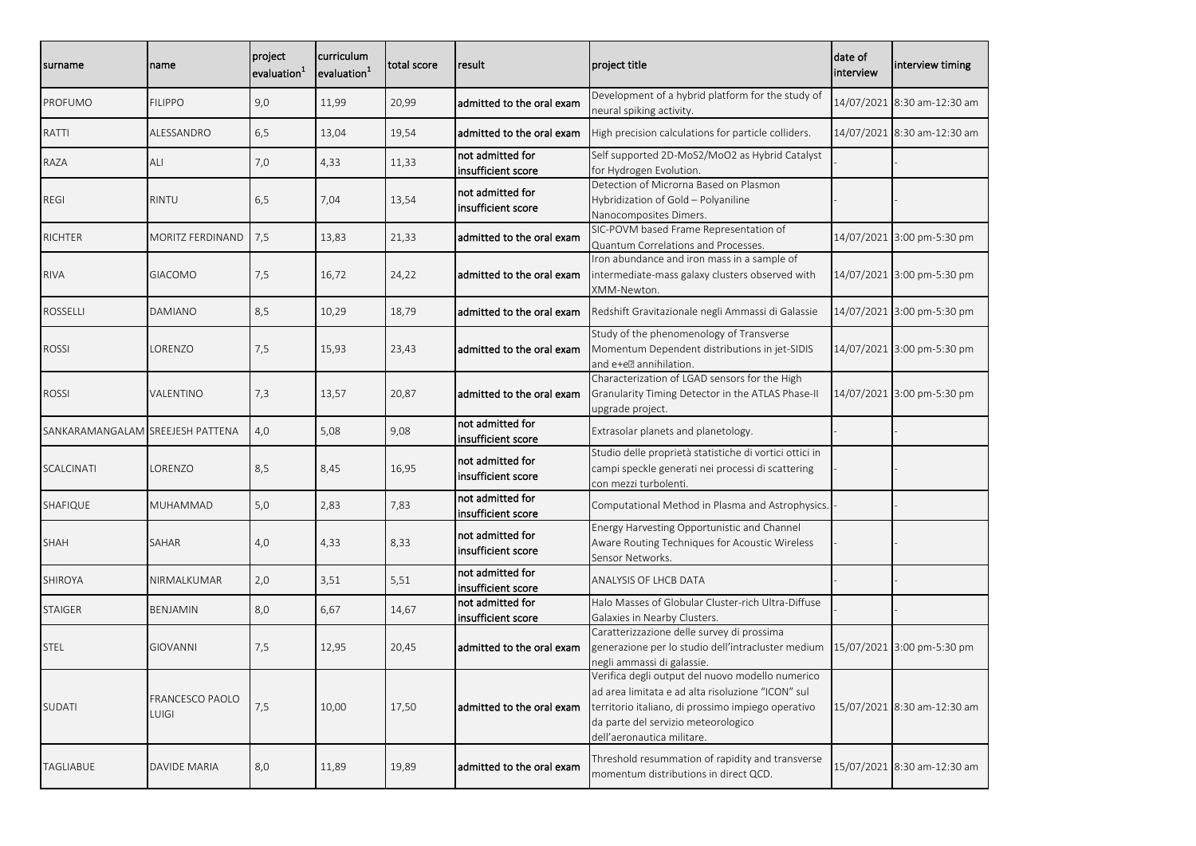| surname | name | project evaluation[1] | curriculum evaluation[1] | total score | result | project title | date of interview | interview timing |
|---|---|---|---|---|---|---|---|---|
| PROFUMO | FILIPPO | 9,0 | 11,99 | 20,99 | admitted to the oral exam | Development of a hybrid platform for the study of neural spiking activity. | 14/07/2021 | 8:30 am-12:30 am |
| RATTI | ALESSANDRO | 6,5 | 13,04 | 19,54 | admitted to the oral exam | High precision calculations for particle colliders. | 14/07/2021 | 8:30 am-12:30 am |
| RAZA | ALI | 7,0 | 4,33 | 11,33 | not admitted for insufficient score | Self supported 2D-MoS2/MoO2 as Hybrid Catalyst for Hydrogen Evolution. | - | - |
| REGI | RINTU | 6,5 | 7,04 | 13,54 | not admitted for insufficient score | Detection of Microrna Based on Plasmon Hybridization of Gold – Polyaniline Nanocomposites Dimers. | - | - |
| RICHTER | MORITZ FERDINAND | 7,5 | 13,83 | 21,33 | admitted to the oral exam | SIC-POVM based Frame Representation of Quantum Correlations and Processes. | 14/07/2021 | 3:00 pm-5:30 pm |
| RIVA | GIACOMO | 7,5 | 16,72 | 24,22 | admitted to the oral exam | Iron abundance and iron mass in a sample of intermediate-mass galaxy clusters observed with XMM-Newton. | 14/07/2021 | 3:00 pm-5:30 pm |
| ROSSELLI | DAMIANO | 8,5 | 10,29 | 18,79 | admitted to the oral exam | Redshift Gravitazionale negli Ammassi di Galassie | 14/07/2021 | 3:00 pm-5:30 pm |
| ROSSI | LORENZO | 7,5 | 15,93 | 23,43 | admitted to the oral exam | Study of the phenomenology of Transverse Momentum Dependent distributions in jet-SIDIS and e+e� annihilation. | 14/07/2021 | 3:00 pm-5:30 pm |
| ROSSI | VALENTINO | 7,3 | 13,57 | 20,87 | admitted to the oral exam | Characterization of LGAD sensors for the High Granularity Timing Detector in the ATLAS Phase-II upgrade project. | 14/07/2021 | 3:00 pm-5:30 pm |
| SANKARAMANGALAM | SREEJESH PATTENA | 4,0 | 5,08 | 9,08 | not admitted for insufficient score | Extrasolar planets and planetology. | - | - |
| SCALCINATI | LORENZO | 8,5 | 8,45 | 16,95 | not admitted for insufficient score | Studio delle proprietà statistiche di vortici ottici in campi speckle generati nei processi di scattering con mezzi turbolenti. | - | - |
| SHAFIQUE | MUHAMMAD | 5,0 | 2,83 | 7,83 | not admitted for insufficient score | Computational Method in Plasma and Astrophysics. | - | - |
| SHAH | SAHAR | 4,0 | 4,33 | 8,33 | not admitted for insufficient score | Energy Harvesting Opportunistic and Channel Aware Routing Techniques for Acoustic Wireless Sensor Networks. | - | - |
| SHIROYA | NIRMALKUMAR | 2,0 | 3,51 | 5,51 | not admitted for insufficient score | ANALYSIS OF LHCB DATA | - | - |
| STAIGER | BENJAMIN | 8,0 | 6,67 | 14,67 | not admitted for insufficient score | Halo Masses of Globular Cluster-rich Ultra-Diffuse Galaxies in Nearby Clusters. | - | - |
| STEL | GIOVANNI | 7,5 | 12,95 | 20,45 | admitted to the oral exam | Caratterizzazione delle survey di prossima generazione per lo studio dell'intracluster medium negli ammassi di galassie. | 15/07/2021 | 3:00 pm-5:30 pm |
| SUDATI | FRANCESCO PAOLO LUIGI | 7,5 | 10,00 | 17,50 | admitted to the oral exam | Verifica degli output del nuovo modello numerico ad area limitata e ad alta risoluzione "ICON" sul territorio italiano, di prossimo impiego operativo da parte del servizio meteorologico dell'aeronautica militare. | 15/07/2021 | 8:30 am-12:30 am |
| TAGLIABUE | DAVIDE MARIA | 8,0 | 11,89 | 19,89 | admitted to the oral exam | Threshold resummation of rapidity and transverse momentum distributions in direct QCD. | 15/07/2021 | 8:30 am-12:30 am |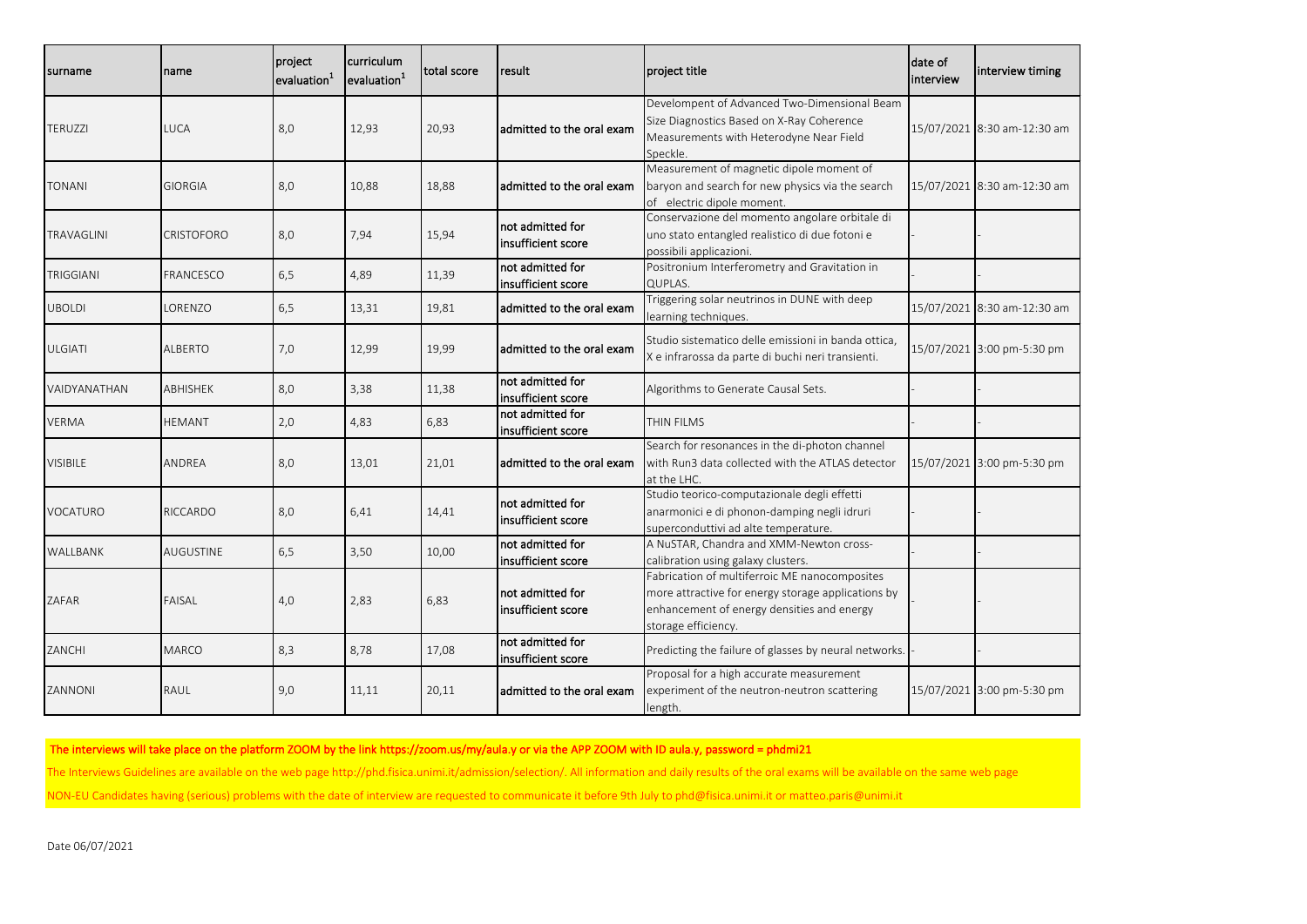| surname | name | project evaluation[1] | curriculum evaluation[1] | total score | result | project title | date of interview | interview timing |
|---|---|---|---|---|---|---|---|---|
| TERUZZI | LUCA | 8,0 | 12,93 | 20,93 | admitted to the oral exam | Develompent of Advanced Two-Dimensional Beam Size Diagnostics Based on X-Ray Coherence Measurements with Heterodyne Near Field Speckle. | 15/07/2021 | 8:30 am-12:30 am |
| TONANI | GIORGIA | 8,0 | 10,88 | 18,88 | admitted to the oral exam | Measurement of magnetic dipole moment of baryon and search for new physics via the search of electric dipole moment. | 15/07/2021 | 8:30 am-12:30 am |
| TRAVAGLINI | CRISTOFORO | 8,0 | 7,94 | 15,94 | not admitted for insufficient score | Conservazione del momento angolare orbitale di uno stato entangled realistico di due fotoni e possibili applicazioni. | - | - |
| TRIGGIANI | FRANCESCO | 6,5 | 4,89 | 11,39 | not admitted for insufficient score | Positronium Interferometry and Gravitation in QUPLAS. | - | - |
| UBOLDI | LORENZO | 6,5 | 13,31 | 19,81 | admitted to the oral exam | Triggering solar neutrinos in DUNE with deep learning techniques. | 15/07/2021 | 8:30 am-12:30 am |
| ULGIATI | ALBERTO | 7,0 | 12,99 | 19,99 | admitted to the oral exam | Studio sistematico delle emissioni in banda ottica, X e infrarossa da parte di buchi neri transienti. | 15/07/2021 | 3:00 pm-5:30 pm |
| VAIDYANATHAN | ABHISHEK | 8,0 | 3,38 | 11,38 | not admitted for insufficient score | Algorithms to Generate Causal Sets. | - | - |
| VERMA | HEMANT | 2,0 | 4,83 | 6,83 | not admitted for insufficient score | THIN FILMS | - | - |
| VISIBILE | ANDREA | 8,0 | 13,01 | 21,01 | admitted to the oral exam | Search for resonances in the di-photon channel with Run3 data collected with the ATLAS detector at the LHC. | 15/07/2021 | 3:00 pm-5:30 pm |
| VOCATURO | RICCARDO | 8,0 | 6,41 | 14,41 | not admitted for insufficient score | Studio teorico-computazionale degli effetti anarmonici e di phonon-damping negli idruri superconduttivi ad alte temperature. | - | - |
| WALLBANK | AUGUSTINE | 6,5 | 3,50 | 10,00 | not admitted for insufficient score | A NuSTAR, Chandra and XMM-Newton cross-calibration using galaxy clusters. | - | - |
| ZAFAR | FAISAL | 4,0 | 2,83 | 6,83 | not admitted for insufficient score | Fabrication of multiferroic ME nanocomposites more attractive for energy storage applications by enhancement of energy densities and energy storage efficiency. | - | - |
| ZANCHI | MARCO | 8,3 | 8,78 | 17,08 | not admitted for insufficient score | Predicting the failure of glasses by neural networks. | - | - |
| ZANNONI | RAUL | 9,0 | 11,11 | 20,11 | admitted to the oral exam | Proposal for a high accurate measurement experiment of the neutron-neutron scattering length. | 15/07/2021 | 3:00 pm-5:30 pm |

**The interviews will take place on the platform ZOOM by the link https://zoom.us/my/aula.y or via the APP ZOOM with ID aula.y, password = phdmi21**

The Interviews Guidelines are available on the web page http://phd.fisica.unimi.it/admission/selection/. All information and daily results of the oral exams will be available on the same web page

NON-EU Candidates having (serious) problems with the date of interview are requested to communicate it before 9th July to phd@fisica.unimi.it or matteo.paris@unimi.it

Date 06/07/2021